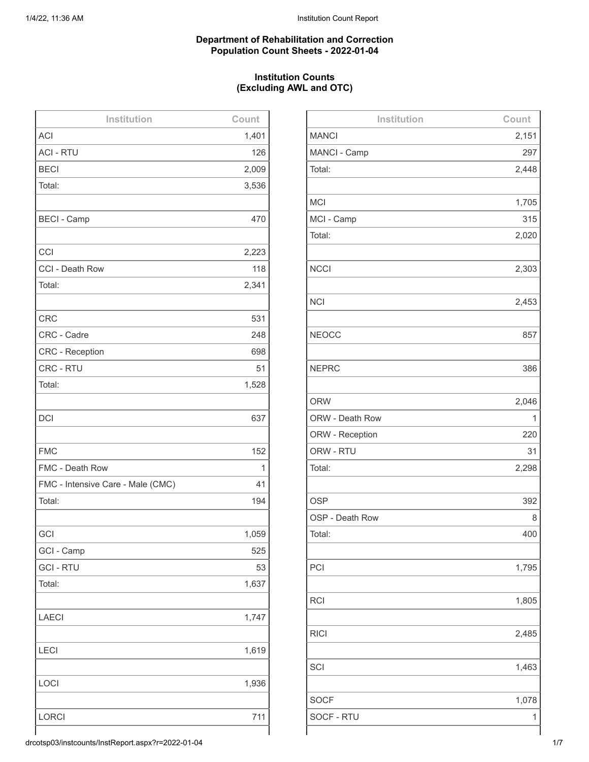**Department of Rehabilitation and Correction**
**Population Count Sheets - 2022-01-04**

**Institution Counts**
**(Excluding AWL and OTC)**

| Institution | Count |
|---|---|
| ACI | 1,401 |
| ACI - RTU | 126 |
| BECI | 2,009 |
| Total: | 3,536 |
| | |
| BECI - Camp | 470 |
| | |
| CCI | 2,223 |
| CCI - Death Row | 118 |
| Total: | 2,341 |
| | |
| CRC | 531 |
| CRC - Cadre | 248 |
| CRC - Reception | 698 |
| CRC - RTU | 51 |
| Total: | 1,528 |
| | |
| DCI | 637 |
| | |
| FMC | 152 |
| FMC - Death Row | 1 |
| FMC - Intensive Care - Male (CMC) | 41 |
| Total: | 194 |
| | |
| GCI | 1,059 |
| GCI - Camp | 525 |
| GCI - RTU | 53 |
| Total: | 1,637 |
| | |
| LAECI | 1,747 |
| | |
| LECI | 1,619 |
| | |
| LOCI | 1,936 |
| | |
| LORCI | 711 |

| Institution | Count |
|---|---|
| MANCI | 2,151 |
| MANCI - Camp | 297 |
| Total: | 2,448 |
| | |
| MCI | 1,705 |
| MCI - Camp | 315 |
| Total: | 2,020 |
| | |
| NCCI | 2,303 |
| | |
| NCI | 2,453 |
| | |
| NEOCC | 857 |
| | |
| NEPRC | 386 |
| | |
| ORW | 2,046 |
| ORW - Death Row | 1 |
| ORW - Reception | 220 |
| ORW - RTU | 31 |
| Total: | 2,298 |
| | |
| OSP | 392 |
| OSP - Death Row | 8 |
| Total: | 400 |
| | |
| PCI | 1,795 |
| | |
| RCI | 1,805 |
| | |
| RICI | 2,485 |
| | |
| SCI | 1,463 |
| | |
| SOCF | 1,078 |
| SOCF - RTU | 1 |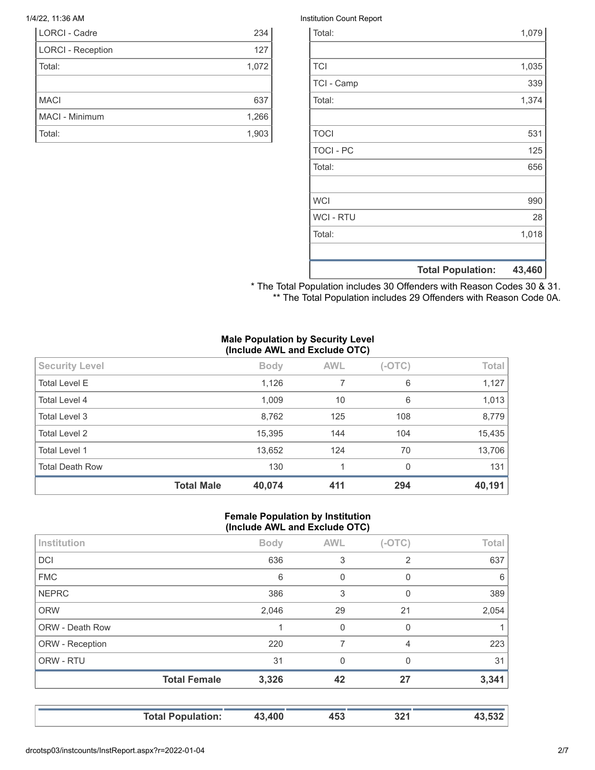| | |
|---|---|
| LORCI - Cadre | 234 |
| LORCI - Reception | 127 |
| Total: | 1,072 |
| | |
| MACI | 637 |
| MACI - Minimum | 1,266 |
| Total: | 1,903 |

| | |
|---|---|
| Total: | 1,079 |
| | |
| TCI | 1,035 |
| TCI - Camp | 339 |
| Total: | 1,374 |
| | |
| TOCI | 531 |
| TOCI - PC | 125 |
| Total: | 656 |
| | |
| WCI | 990 |
| WCI - RTU | 28 |
| Total: | 1,018 |
| | |
| **Total Population:** | **43,460** |

* The Total Population includes 30 Offenders with Reason Codes 30 & 31.
** The Total Population includes 29 Offenders with Reason Code 0A.

**Male Population by Security Level (Include AWL and Exclude OTC)**

| Security Level | Body | AWL | (-OTC) | Total |
|---|---|---|---|---|
| Total Level E | 1,126 | 7 | 6 | 1,127 |
| Total Level 4 | 1,009 | 10 | 6 | 1,013 |
| Total Level 3 | 8,762 | 125 | 108 | 8,779 |
| Total Level 2 | 15,395 | 144 | 104 | 15,435 |
| Total Level 1 | 13,652 | 124 | 70 | 13,706 |
| Total Death Row | 130 | 1 | 0 | 131 |
| **Total Male** | **40,074** | **411** | **294** | **40,191** |

**Female Population by Institution (Include AWL and Exclude OTC)**

| Institution | Body | AWL | (-OTC) | Total |
|---|---|---|---|---|
| DCI | 636 | 3 | 2 | 637 |
| FMC | 6 | 0 | 0 | 6 |
| NEPRC | 386 | 3 | 0 | 389 |
| ORW | 2,046 | 29 | 21 | 2,054 |
| ORW - Death Row | 1 | 0 | 0 | 1 |
| ORW - Reception | 220 | 7 | 4 | 223 |
| ORW - RTU | 31 | 0 | 0 | 31 |
| **Total Female** | **3,326** | **42** | **27** | **3,341** |

| | | | | |
|---|---|---|---|---|
| **Total Population:** | **43,400** | **453** | **321** | **43,532** |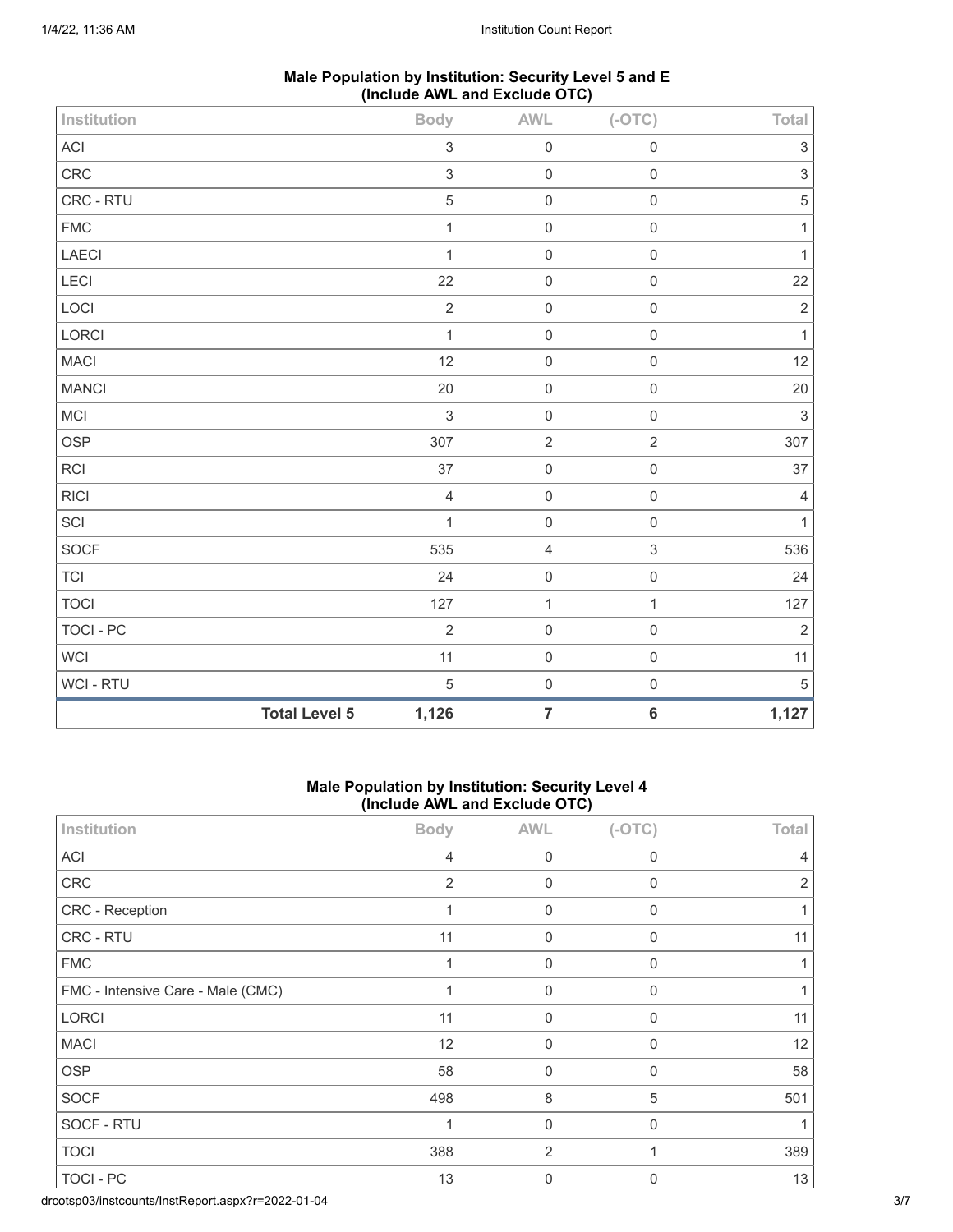## Male Population by Institution: Security Level 5 and E (Include AWL and Exclude OTC)

| Institution | Body | AWL | (-OTC) | Total |
|---|---|---|---|---|
| ACI | 3 | 0 | 0 | 3 |
| CRC | 3 | 0 | 0 | 3 |
| CRC - RTU | 5 | 0 | 0 | 5 |
| FMC | 1 | 0 | 0 | 1 |
| LAECI | 1 | 0 | 0 | 1 |
| LECI | 22 | 0 | 0 | 22 |
| LOCI | 2 | 0 | 0 | 2 |
| LORCI | 1 | 0 | 0 | 1 |
| MACI | 12 | 0 | 0 | 12 |
| MANCI | 20 | 0 | 0 | 20 |
| MCI | 3 | 0 | 0 | 3 |
| OSP | 307 | 2 | 2 | 307 |
| RCI | 37 | 0 | 0 | 37 |
| RICI | 4 | 0 | 0 | 4 |
| SCI | 1 | 0 | 0 | 1 |
| SOCF | 535 | 4 | 3 | 536 |
| TCI | 24 | 0 | 0 | 24 |
| TOCI | 127 | 1 | 1 | 127 |
| TOCI - PC | 2 | 0 | 0 | 2 |
| WCI | 11 | 0 | 0 | 11 |
| WCI - RTU | 5 | 0 | 0 | 5 |
| **Total Level 5** | **1,126** | **7** | **6** | **1,127** |

## Male Population by Institution: Security Level 4 (Include AWL and Exclude OTC)

| Institution | Body | AWL | (-OTC) | Total |
|---|---|---|---|---|
| ACI | 4 | 0 | 0 | 4 |
| CRC | 2 | 0 | 0 | 2 |
| CRC - Reception | 1 | 0 | 0 | 1 |
| CRC - RTU | 11 | 0 | 0 | 11 |
| FMC | 1 | 0 | 0 | 1 |
| FMC - Intensive Care - Male (CMC) | 1 | 0 | 0 | 1 |
| LORCI | 11 | 0 | 0 | 11 |
| MACI | 12 | 0 | 0 | 12 |
| OSP | 58 | 0 | 0 | 58 |
| SOCF | 498 | 8 | 5 | 501 |
| SOCF - RTU | 1 | 0 | 0 | 1 |
| TOCI | 388 | 2 | 1 | 389 |
| TOCI - PC | 13 | 0 | 0 | 13 |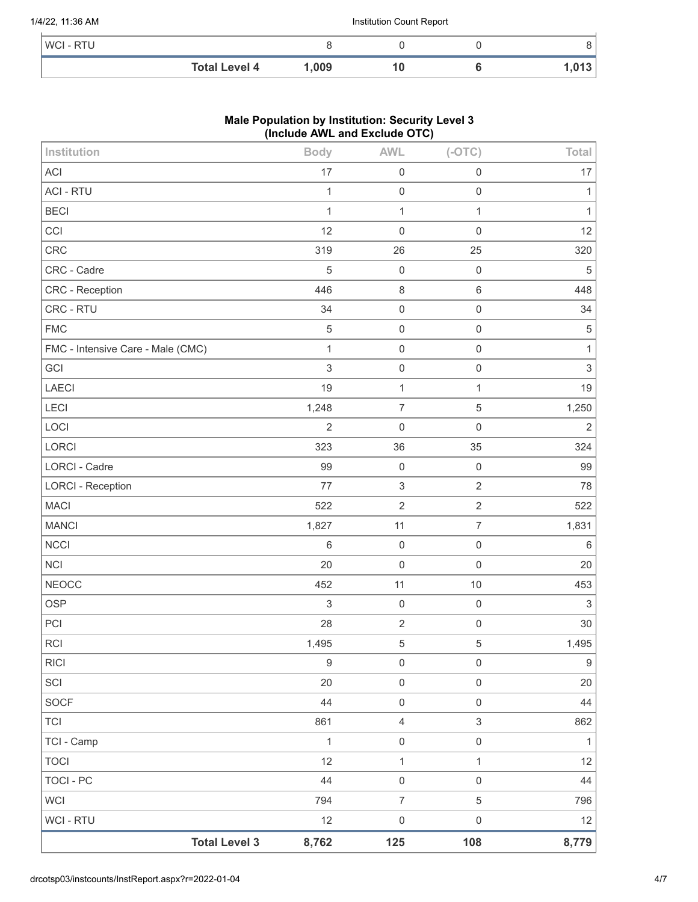| | | | | |
|---|---|---|---|---|
| WCI - RTU | 8 | 0 | 0 | 8 |
| **Total Level 4** | **1,009** | **10** | **6** | **1,013** |

## Male Population by Institution: Security Level 3 (Include AWL and Exclude OTC)

| Institution | Body | AWL | (-OTC) | Total |
|---|---|---|---|---|
| ACI | 17 | 0 | 0 | 17 |
| ACI - RTU | 1 | 0 | 0 | 1 |
| BECI | 1 | 1 | 1 | 1 |
| CCI | 12 | 0 | 0 | 12 |
| CRC | 319 | 26 | 25 | 320 |
| CRC - Cadre | 5 | 0 | 0 | 5 |
| CRC - Reception | 446 | 8 | 6 | 448 |
| CRC - RTU | 34 | 0 | 0 | 34 |
| FMC | 5 | 0 | 0 | 5 |
| FMC - Intensive Care - Male (CMC) | 1 | 0 | 0 | 1 |
| GCI | 3 | 0 | 0 | 3 |
| LAECI | 19 | 1 | 1 | 19 |
| LECI | 1,248 | 7 | 5 | 1,250 |
| LOCI | 2 | 0 | 0 | 2 |
| LORCI | 323 | 36 | 35 | 324 |
| LORCI - Cadre | 99 | 0 | 0 | 99 |
| LORCI - Reception | 77 | 3 | 2 | 78 |
| MACI | 522 | 2 | 2 | 522 |
| MANCI | 1,827 | 11 | 7 | 1,831 |
| NCCI | 6 | 0 | 0 | 6 |
| NCI | 20 | 0 | 0 | 20 |
| NEOCC | 452 | 11 | 10 | 453 |
| OSP | 3 | 0 | 0 | 3 |
| PCI | 28 | 2 | 0 | 30 |
| RCI | 1,495 | 5 | 5 | 1,495 |
| RICI | 9 | 0 | 0 | 9 |
| SCI | 20 | 0 | 0 | 20 |
| SOCF | 44 | 0 | 0 | 44 |
| TCI | 861 | 4 | 3 | 862 |
| TCI - Camp | 1 | 0 | 0 | 1 |
| TOCI | 12 | 1 | 1 | 12 |
| TOCI - PC | 44 | 0 | 0 | 44 |
| WCI | 794 | 7 | 5 | 796 |
| WCI - RTU | 12 | 0 | 0 | 12 |
| **Total Level 3** | **8,762** | **125** | **108** | **8,779** |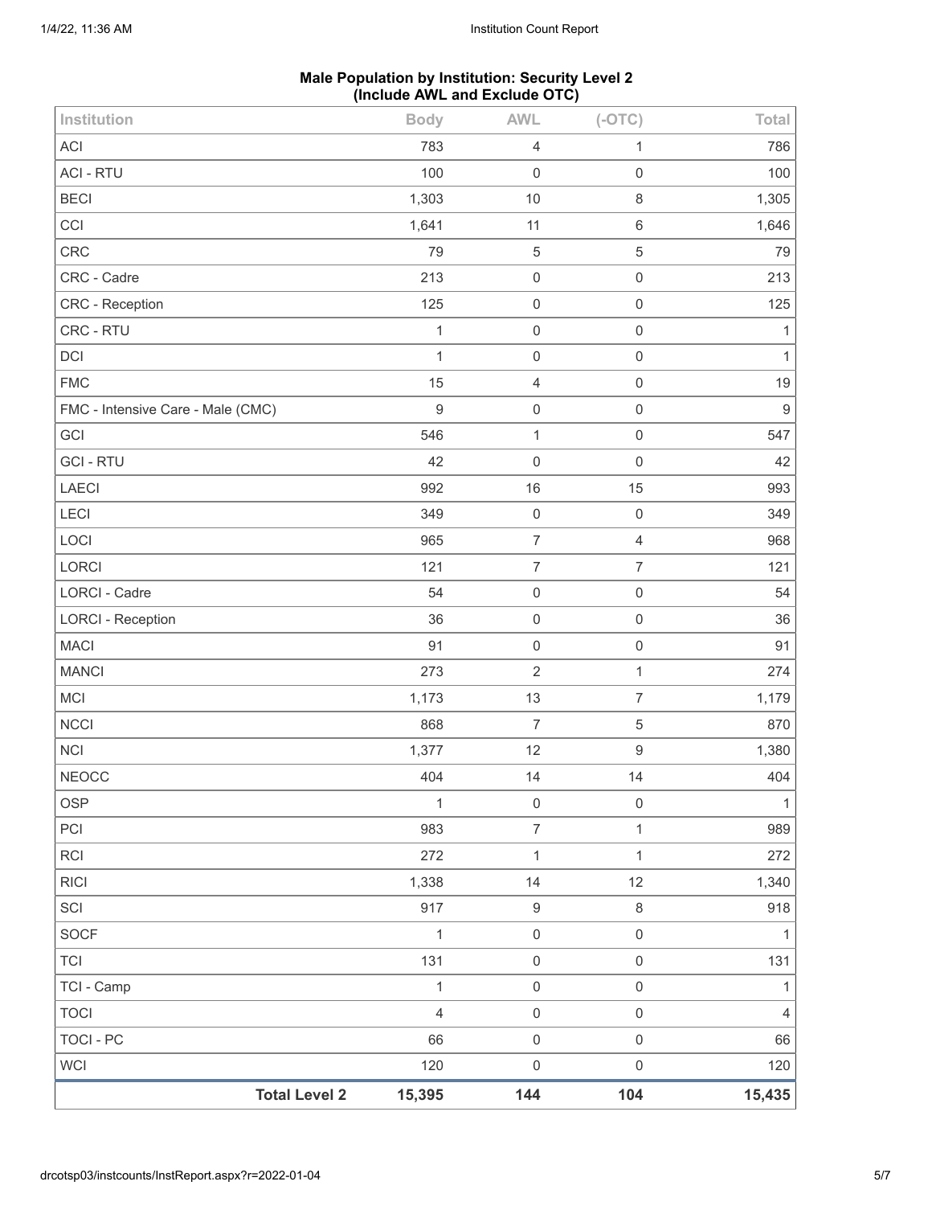**Male Population by Institution: Security Level 2 (Include AWL and Exclude OTC)**

| Institution | Body | AWL | (-OTC) | Total |
|---|---|---|---|---|
| ACI | 783 | 4 | 1 | 786 |
| ACI - RTU | 100 | 0 | 0 | 100 |
| BECI | 1,303 | 10 | 8 | 1,305 |
| CCI | 1,641 | 11 | 6 | 1,646 |
| CRC | 79 | 5 | 5 | 79 |
| CRC - Cadre | 213 | 0 | 0 | 213 |
| CRC - Reception | 125 | 0 | 0 | 125 |
| CRC - RTU | 1 | 0 | 0 | 1 |
| DCI | 1 | 0 | 0 | 1 |
| FMC | 15 | 4 | 0 | 19 |
| FMC - Intensive Care - Male (CMC) | 9 | 0 | 0 | 9 |
| GCI | 546 | 1 | 0 | 547 |
| GCI - RTU | 42 | 0 | 0 | 42 |
| LAECI | 992 | 16 | 15 | 993 |
| LECI | 349 | 0 | 0 | 349 |
| LOCI | 965 | 7 | 4 | 968 |
| LORCI | 121 | 7 | 7 | 121 |
| LORCI - Cadre | 54 | 0 | 0 | 54 |
| LORCI - Reception | 36 | 0 | 0 | 36 |
| MACI | 91 | 0 | 0 | 91 |
| MANCI | 273 | 2 | 1 | 274 |
| MCI | 1,173 | 13 | 7 | 1,179 |
| NCCI | 868 | 7 | 5 | 870 |
| NCI | 1,377 | 12 | 9 | 1,380 |
| NEOCC | 404 | 14 | 14 | 404 |
| OSP | 1 | 0 | 0 | 1 |
| PCI | 983 | 7 | 1 | 989 |
| RCI | 272 | 1 | 1 | 272 |
| RICI | 1,338 | 14 | 12 | 1,340 |
| SCI | 917 | 9 | 8 | 918 |
| SOCF | 1 | 0 | 0 | 1 |
| TCI | 131 | 0 | 0 | 131 |
| TCI - Camp | 1 | 0 | 0 | 1 |
| TOCI | 4 | 0 | 0 | 4 |
| TOCI - PC | 66 | 0 | 0 | 66 |
| WCI | 120 | 0 | 0 | 120 |
| **Total Level 2** | **15,395** | **144** | **104** | **15,435** |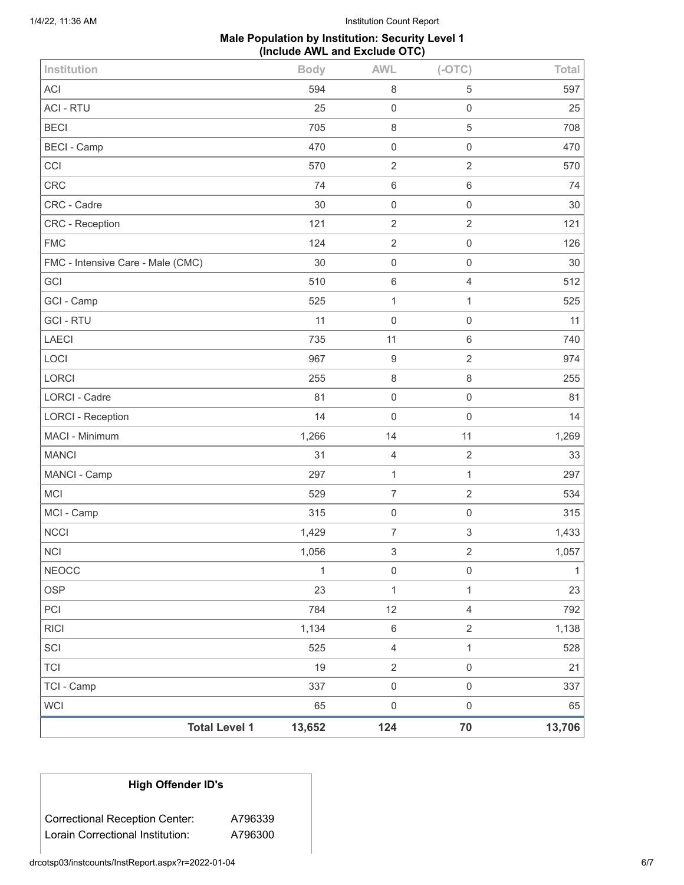## Male Population by Institution: Security Level 1 (Include AWL and Exclude OTC)

| Institution | Body | AWL | (-OTC) | Total |
|---|---|---|---|---|
| ACI | 594 | 8 | 5 | 597 |
| ACI - RTU | 25 | 0 | 0 | 25 |
| BECI | 705 | 8 | 5 | 708 |
| BECI - Camp | 470 | 0 | 0 | 470 |
| CCI | 570 | 2 | 2 | 570 |
| CRC | 74 | 6 | 6 | 74 |
| CRC - Cadre | 30 | 0 | 0 | 30 |
| CRC - Reception | 121 | 2 | 2 | 121 |
| FMC | 124 | 2 | 0 | 126 |
| FMC - Intensive Care - Male (CMC) | 30 | 0 | 0 | 30 |
| GCI | 510 | 6 | 4 | 512 |
| GCI - Camp | 525 | 1 | 1 | 525 |
| GCI - RTU | 11 | 0 | 0 | 11 |
| LAECI | 735 | 11 | 6 | 740 |
| LOCI | 967 | 9 | 2 | 974 |
| LORCI | 255 | 8 | 8 | 255 |
| LORCI - Cadre | 81 | 0 | 0 | 81 |
| LORCI - Reception | 14 | 0 | 0 | 14 |
| MACI - Minimum | 1,266 | 14 | 11 | 1,269 |
| MANCI | 31 | 4 | 2 | 33 |
| MANCI - Camp | 297 | 1 | 1 | 297 |
| MCI | 529 | 7 | 2 | 534 |
| MCI - Camp | 315 | 0 | 0 | 315 |
| NCCI | 1,429 | 7 | 3 | 1,433 |
| NCI | 1,056 | 3 | 2 | 1,057 |
| NEOCC | 1 | 0 | 0 | 1 |
| OSP | 23 | 1 | 1 | 23 |
| PCI | 784 | 12 | 4 | 792 |
| RICI | 1,134 | 6 | 2 | 1,138 |
| SCI | 525 | 4 | 1 | 528 |
| TCI | 19 | 2 | 0 | 21 |
| TCI - Camp | 337 | 0 | 0 | 337 |
| WCI | 65 | 0 | 0 | 65 |
| **Total Level 1** | **13,652** | **124** | **70** | **13,706** |

| **High Offender ID's** | |
|---|---|
| Correctional Reception Center: | A796339 |
| Lorain Correctional Institution: | A796300 |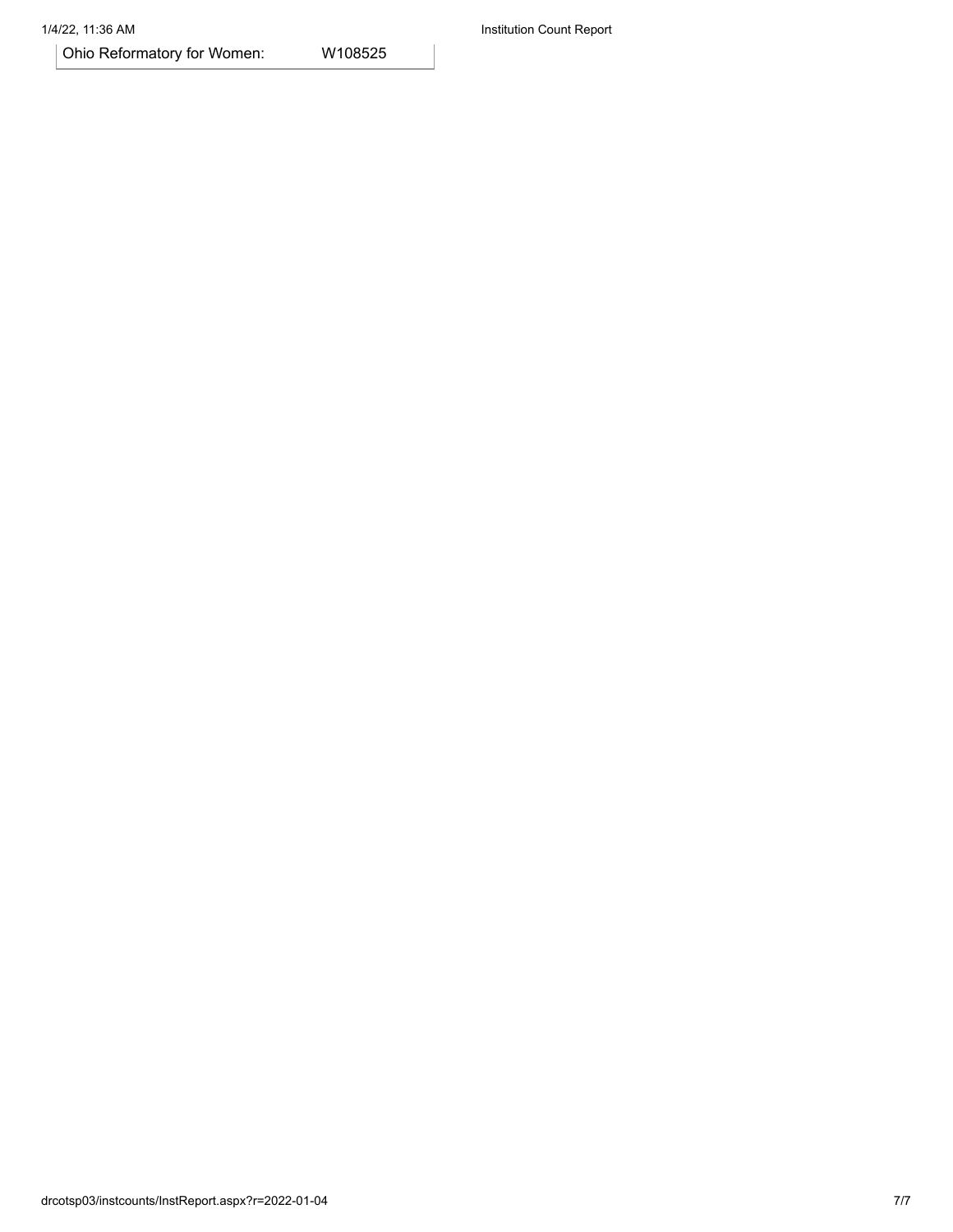| Ohio Reformatory for Women: | W108525 |
| --- | --- |